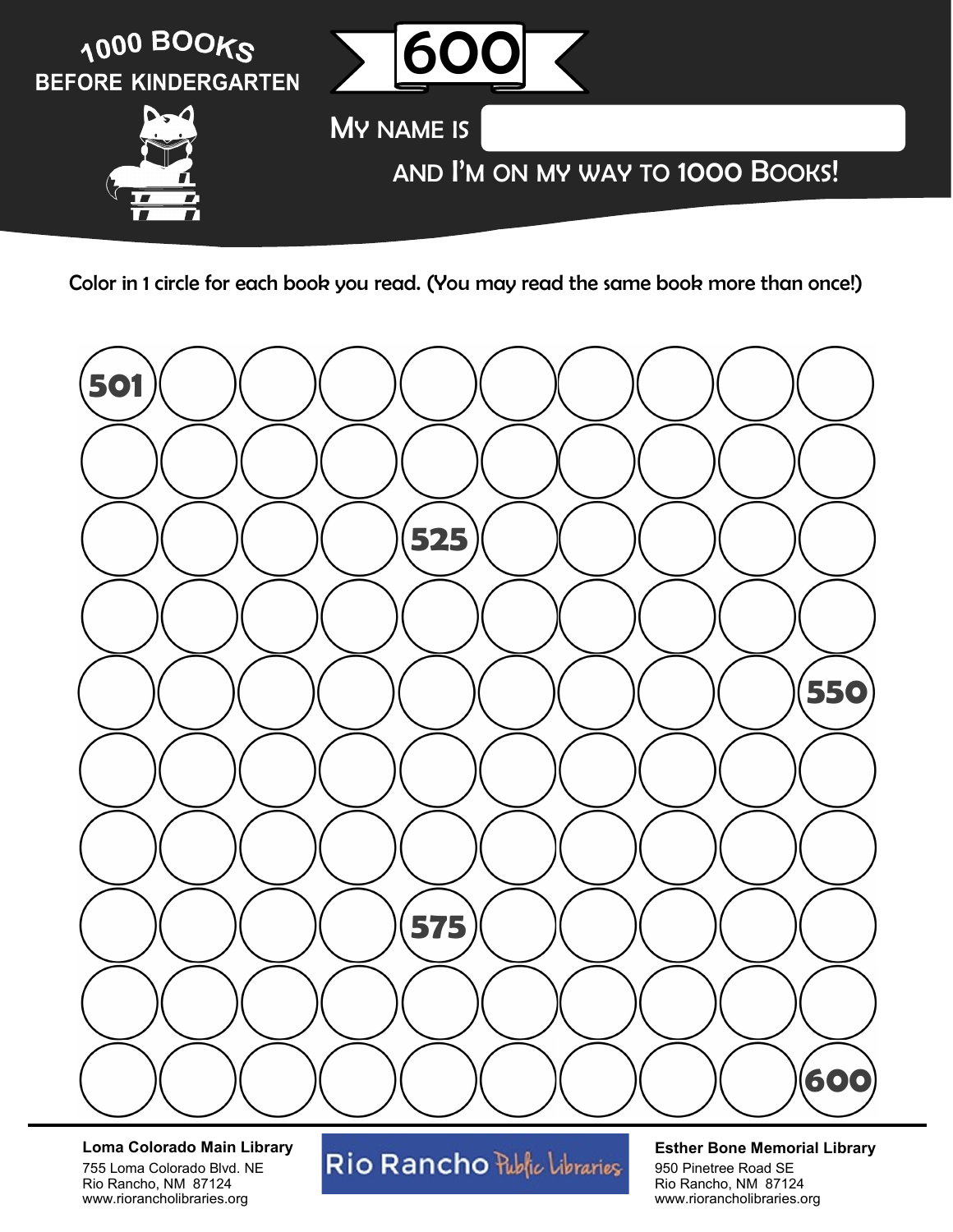# 1000 BOOKS BEFORE KINDERGARTEN

## 600

MY NAME IS

AND I'M ON MY WAY TO 1000 BOOKS!

Color in 1 circle for each book you read. (You may read the same book more than once!)

| | | | | | | | | | |
|---|---|---|---|---|---|---|---|---|---|
| 501 | | | | | | | | | |
| | | | | | | | | | |
| | | | | 525 | | | | | |
| | | | | | | | | | |
| | | | | | | | | | 550 |
| | | | | | | | | | |
| | | | | | | | | | |
| | | | | 575 | | | | | |
| | | | | | | | | | |
| | | | | | | | | | 600 |

**Loma Colorado Main Library**
755 Loma Colorado Blvd. NE
Rio Rancho, NM 87124
www.riorancholibraries.org

Rio Rancho Public Libraries

**Esther Bone Memorial Library**
950 Pinetree Road SE
Rio Rancho, NM 87124
www.riorancholibraries.org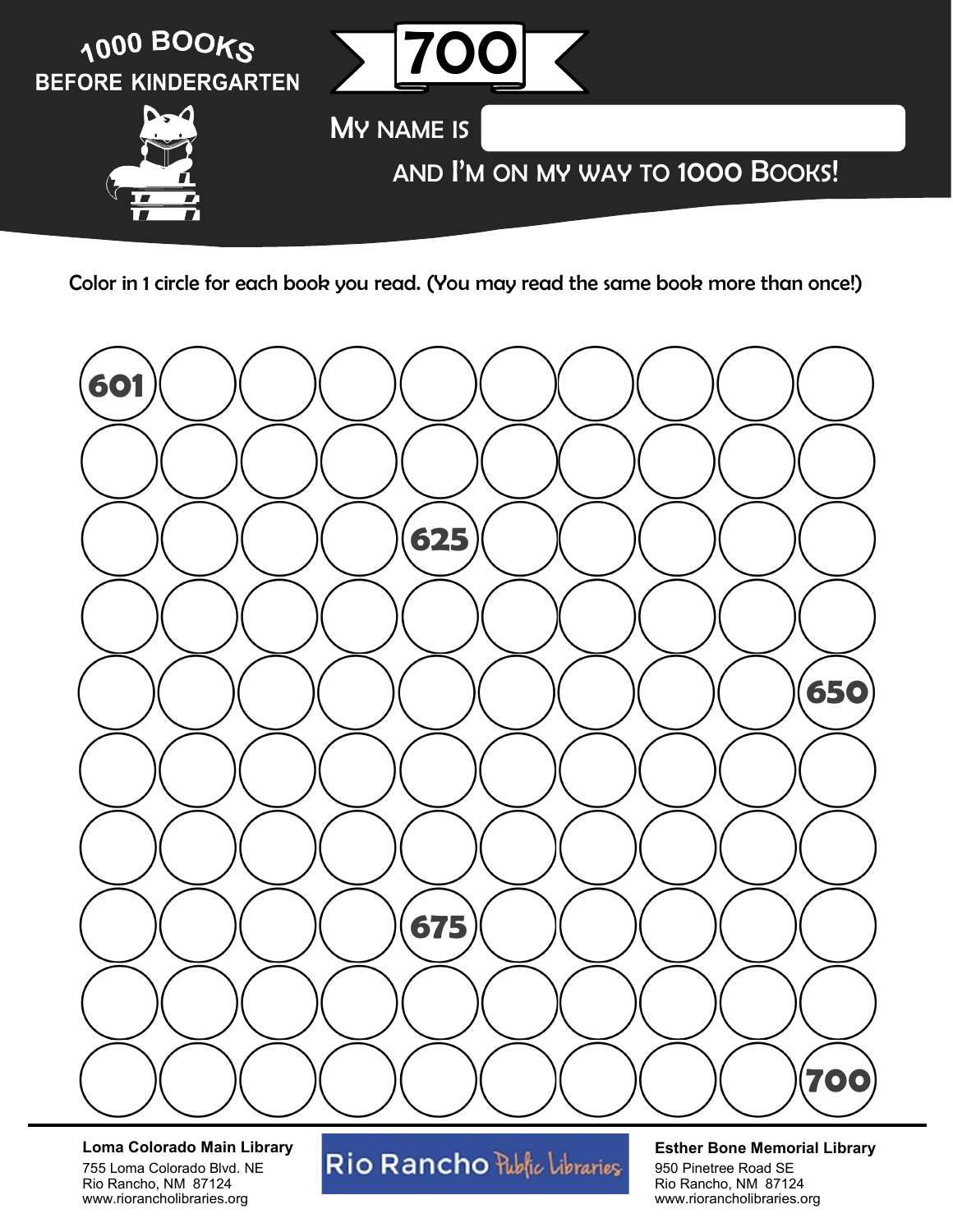# 1000 BOOKS BEFORE KINDERGARTEN

# 700

MY NAME IS

AND I'M ON MY WAY TO 1000 BOOKS!

Color in 1 circle for each book you read. (You may read the same book more than once!)

| | | | | | | | | | |
|---|---|---|---|---|---|---|---|---|---|
| 601 | | | | | | | | | |
| | | | | | | | | | |
| | | | | 625 | | | | | |
| | | | | | | | | | |
| | | | | | | | | | 650 |
| | | | | | | | | | |
| | | | | | | | | | |
| | | | | 675 | | | | | |
| | | | | | | | | | |
| | | | | | | | | | 700 |

**Loma Colorado Main Library**
755 Loma Colorado Blvd. NE
Rio Rancho, NM 87124
www.riorancholibraries.org

Rio Rancho Public Libraries

**Esther Bone Memorial Library**
950 Pinetree Road SE
Rio Rancho, NM 87124
www.riorancholibraries.org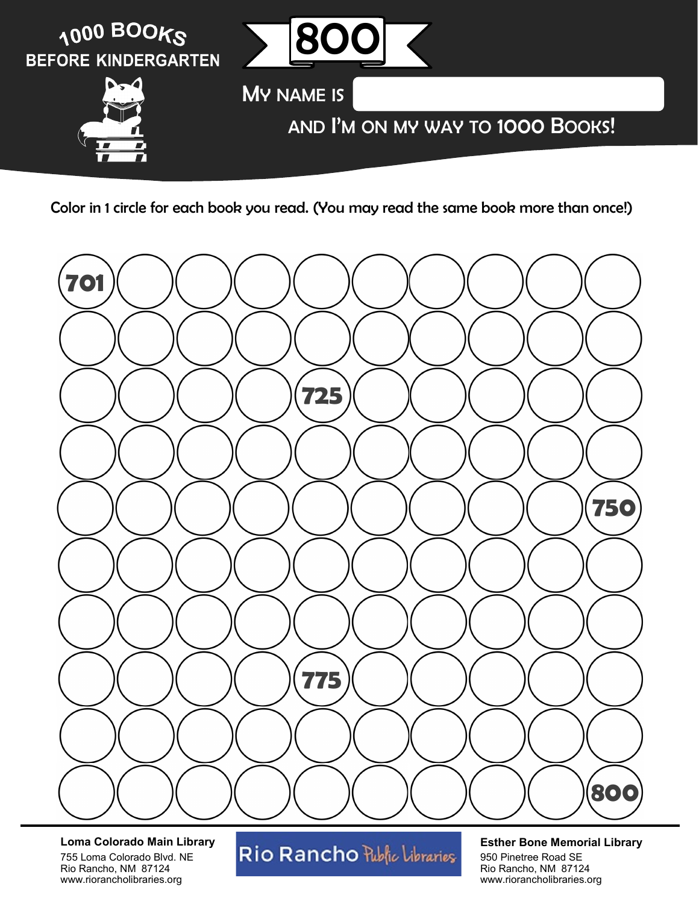# 1000 BOOKS BEFORE KINDERGARTEN

## 800

MY NAME IS

AND I'M ON MY WAY TO 1000 BOOKS!

Color in 1 circle for each book you read. (You may read the same book more than once!)

| | | | | | | | | | |
|---|---|---|---|---|---|---|---|---|---|
| 701 | | | | | | | | | |
| | | | | | | | | | |
| | | | | 725 | | | | | |
| | | | | | | | | | |
| | | | | | | | | | 750 |
| | | | | | | | | | |
| | | | | | | | | | |
| | | | | 775 | | | | | |
| | | | | | | | | | |
| | | | | | | | | | 800 |

**Loma Colorado Main Library**
755 Loma Colorado Blvd. NE
Rio Rancho, NM 87124
www.riorancholibraries.org

Rio Rancho Public Libraries

**Esther Bone Memorial Library**
950 Pinetree Road SE
Rio Rancho, NM 87124
www.riorancholibraries.org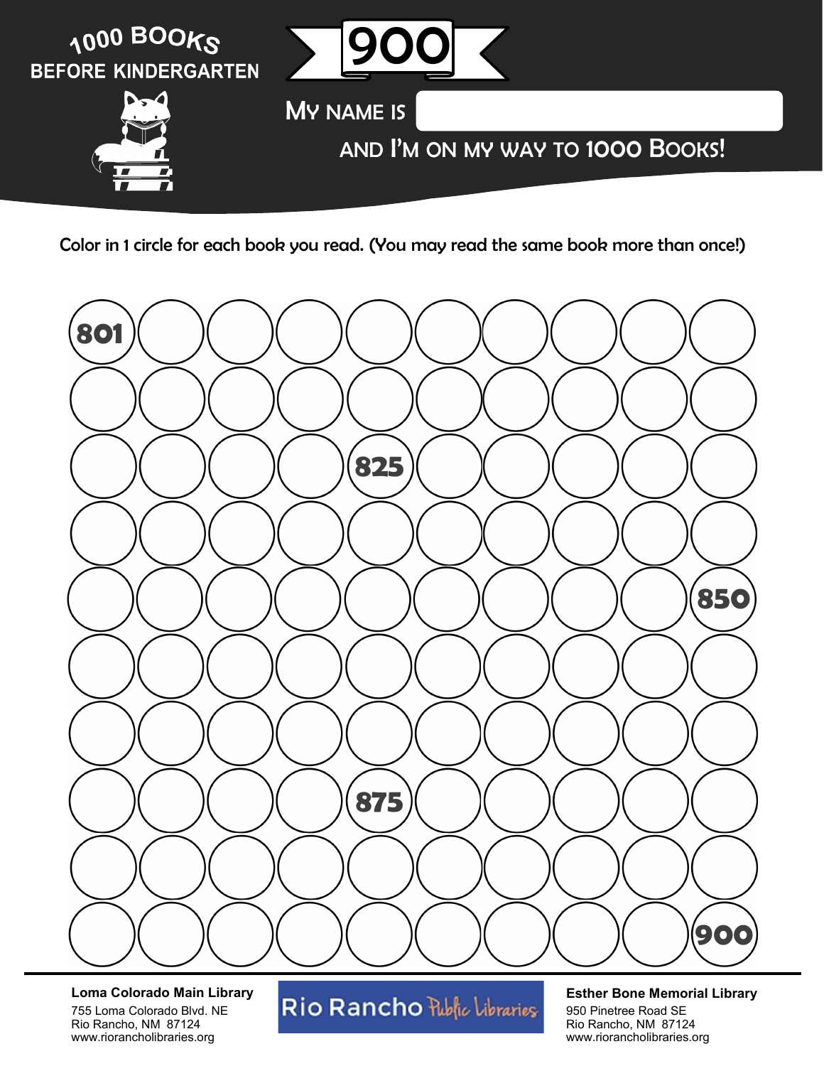**1000 BOOKS BEFORE KINDERGARTEN**

# 900

MY NAME IS ____________________

AND I'M ON MY WAY TO 1000 BOOKS!

Color in 1 circle for each book you read. (You may read the same book more than once!)

| | | | | | | | | | |
|---|---|---|---|---|---|---|---|---|---|
| 801 | | | | | | | | | |
| | | | | | | | | | |
| | | | | 825 | | | | | |
| | | | | | | | | | |
| | | | | | | | | | 850 |
| | | | | | | | | | |
| | | | | | | | | | |
| | | | | 875 | | | | | |
| | | | | | | | | | |
| | | | | | | | | | 900 |

**Loma Colorado Main Library**
755 Loma Colorado Blvd. NE
Rio Rancho, NM 87124
www.riorancholibraries.org

Rio Rancho Public Libraries

**Esther Bone Memorial Library**
950 Pinetree Road SE
Rio Rancho, NM 87124
www.riorancholibraries.org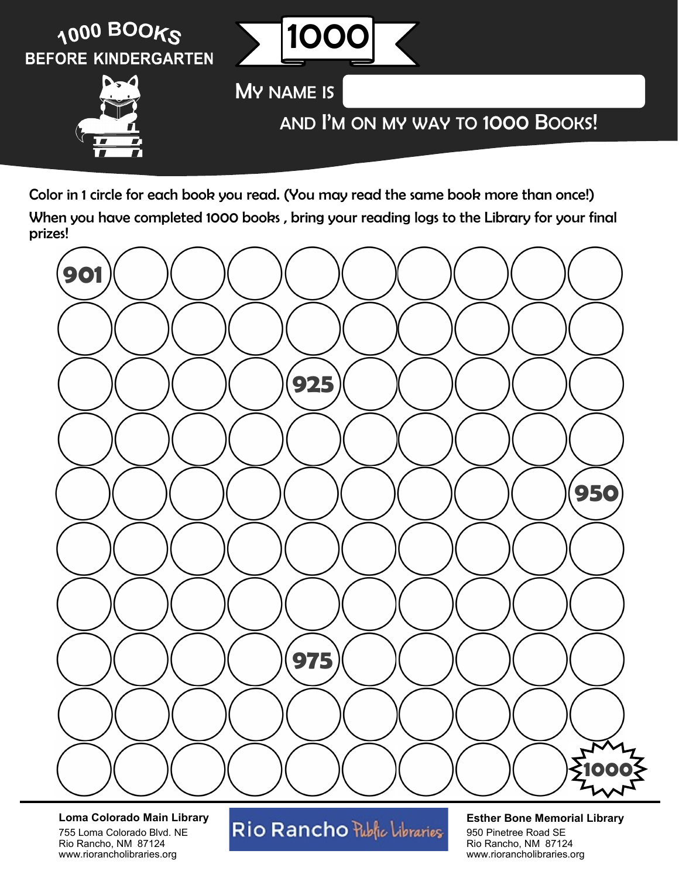# 1000 BOOKS BEFORE KINDERGARTEN

## 1000

MY NAME IS

AND I'M ON MY WAY TO 1000 BOOKS!

Color in 1 circle for each book you read. (You may read the same book more than once!)

When you have completed 1000 books , bring your reading logs to the Library for your final prizes!

901

925

950

975

1000

**Loma Colorado Main Library**
755 Loma Colorado Blvd. NE
Rio Rancho, NM 87124
www.riorancholibraries.org

Rio Rancho Public Libraries

**Esther Bone Memorial Library**
950 Pinetree Road SE
Rio Rancho, NM 87124
www.riorancholibraries.org